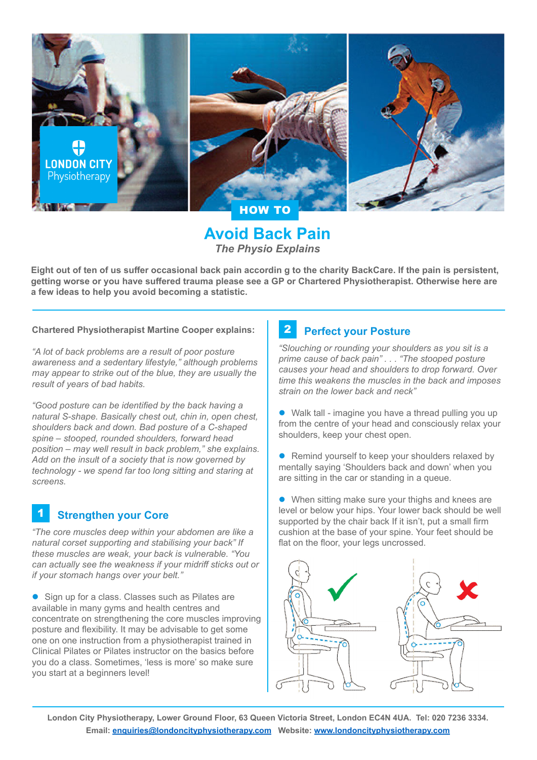LONDON CITY Physiotherapy

HOW TO

# Avoid Back Pain

*The Physio Explains*

**Eight out of ten of us suffer occasional back pain accordin g to the charity BackCare. If the pain is persistent, getting worse or you have suffered trauma please see a GP or Chartered Physiotherapist. Otherwise here are a few ideas to help you avoid becoming a statistic.**

**Chartered Physiotherapist Martine Cooper explains:**

*"A lot of back problems are a result of poor posture awareness and a sedentary lifestyle," although problems may appear to strike out of the blue, they are usually the result of years of bad habits.*

*"Good posture can be identified by the back having a natural S-shape. Basically chest out, chin in, open chest, shoulders back and down. Bad posture of a C-shaped spine – stooped, rounded shoulders, forward head position – may well result in back problem," she explains. Add on the insult of a society that is now governed by technology - we spend far too long sitting and staring at screens.*

## 1 Strengthen your Core

*"The core muscles deep within your abdomen are like a natural corset supporting and stabilising your back" If these muscles are weak, your back is vulnerable. "You can actually see the weakness if your midriff sticks out or if your stomach hangs over your belt."*

- Sign up for a class. Classes such as Pilates are available in many gyms and health centres and concentrate on strengthening the core muscles improving posture and flexibility. It may be advisable to get some one on one instruction from a physiotherapist trained in Clinical Pilates or Pilates instructor on the basics before you do a class. Sometimes, 'less is more' so make sure you start at a beginners level!

## 2 Perfect your Posture

*"Slouching or rounding your shoulders as you sit is a prime cause of back pain" . . . "The stooped posture causes your head and shoulders to drop forward. Over time this weakens the muscles in the back and imposes strain on the lower back and neck"*

- Walk tall - imagine you have a thread pulling you up from the centre of your head and consciously relax your shoulders, keep your chest open.

- Remind yourself to keep your shoulders relaxed by mentally saying 'Shoulders back and down' when you are sitting in the car or standing in a queue.

- When sitting make sure your thighs and knees are level or below your hips. Your lower back should be well supported by the chair back If it isn't, put a small firm cushion at the base of your spine. Your feet should be flat on the floor, your legs uncrossed.

London City Physiotherapy, Lower Ground Floor, 63 Queen Victoria Street, London EC4N 4UA. Tel: 020 7236 3334.
Email: enquiries@londoncityphysiotherapy.com Website: www.londoncityphysiotherapy.com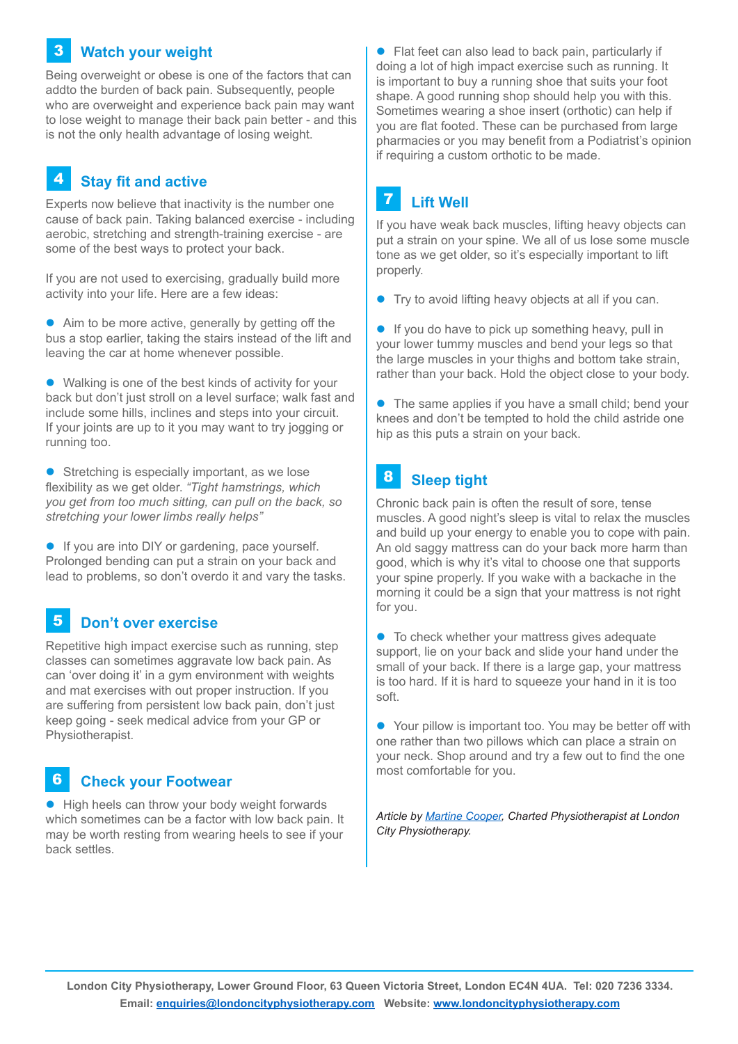## 3 Watch your weight

Being overweight or obese is one of the factors that can addto the burden of back pain. Subsequently, people who are overweight and experience back pain may want to lose weight to manage their back pain better - and this is not the only health advantage of losing weight.

## 4 Stay fit and active

Experts now believe that inactivity is the number one cause of back pain. Taking balanced exercise - including aerobic, stretching and strength-training exercise - are some of the best ways to protect your back.

If you are not used to exercising, gradually build more activity into your life. Here are a few ideas:

- Aim to be more active, generally by getting off the bus a stop earlier, taking the stairs instead of the lift and leaving the car at home whenever possible.
- Walking is one of the best kinds of activity for your back but don't just stroll on a level surface; walk fast and include some hills, inclines and steps into your circuit. If your joints are up to it you may want to try jogging or running too.
- Stretching is especially important, as we lose flexibility as we get older. *"Tight hamstrings, which you get from too much sitting, can pull on the back, so stretching your lower limbs really helps"*
- If you are into DIY or gardening, pace yourself. Prolonged bending can put a strain on your back and lead to problems, so don't overdo it and vary the tasks.

## 5 Don't over exercise

Repetitive high impact exercise such as running, step classes can sometimes aggravate low back pain. As can 'over doing it' in a gym environment with weights and mat exercises with out proper instruction. If you are suffering from persistent low back pain, don't just keep going - seek medical advice from your GP or Physiotherapist.

## 6 Check your Footwear

- High heels can throw your body weight forwards which sometimes can be a factor with low back pain. It may be worth resting from wearing heels to see if your back settles.
- Flat feet can also lead to back pain, particularly if doing a lot of high impact exercise such as running. It is important to buy a running shoe that suits your foot shape. A good running shop should help you with this. Sometimes wearing a shoe insert (orthotic) can help if you are flat footed. These can be purchased from large pharmacies or you may benefit from a Podiatrist's opinion if requiring a custom orthotic to be made.

## 7 Lift Well

If you have weak back muscles, lifting heavy objects can put a strain on your spine. We all of us lose some muscle tone as we get older, so it's especially important to lift properly.

- Try to avoid lifting heavy objects at all if you can.
- If you do have to pick up something heavy, pull in your lower tummy muscles and bend your legs so that the large muscles in your thighs and bottom take strain, rather than your back. Hold the object close to your body.
- The same applies if you have a small child; bend your knees and don't be tempted to hold the child astride one hip as this puts a strain on your back.

## 8 Sleep tight

Chronic back pain is often the result of sore, tense muscles. A good night's sleep is vital to relax the muscles and build up your energy to enable you to cope with pain. An old saggy mattress can do your back more harm than good, which is why it's vital to choose one that supports your spine properly. If you wake with a backache in the morning it could be a sign that your mattress is not right for you.

- To check whether your mattress gives adequate support, lie on your back and slide your hand under the small of your back. If there is a large gap, your mattress is too hard. If it is hard to squeeze your hand in it is too soft.
- Your pillow is important too. You may be better off with one rather than two pillows which can place a strain on your neck. Shop around and try a few out to find the one most comfortable for you.

*Article by [Martine Cooper](), Charted Physiotherapist at London City Physiotherapy.*

**London City Physiotherapy, Lower Ground Floor, 63 Queen Victoria Street, London EC4N 4UA. Tel: 020 7236 3334.**
**Email: [enquiries@londoncityphysiotherapy.com]() Website: [www.londoncityphysiotherapy.com]()**